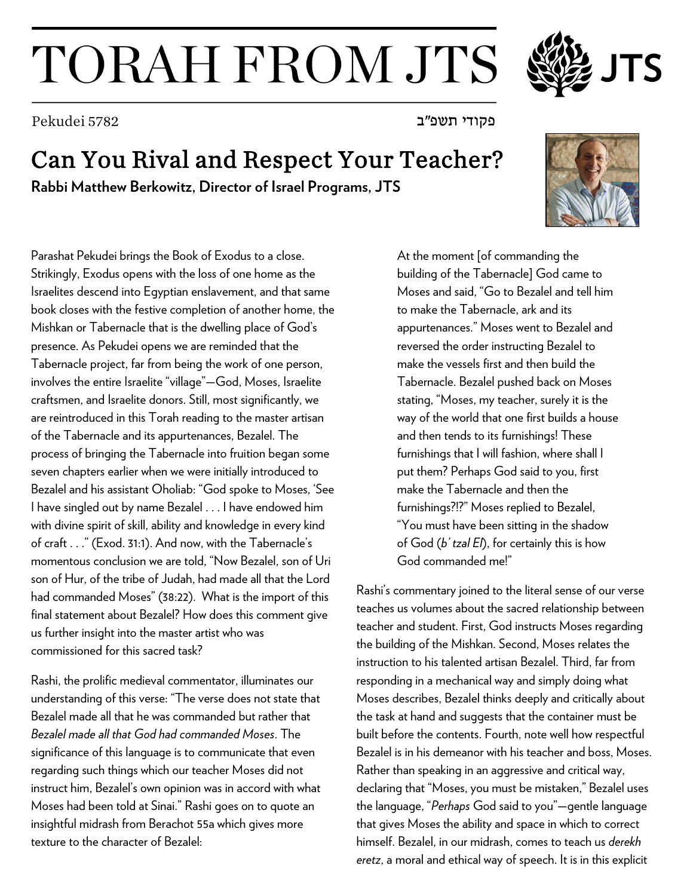# TORAH FROM JTS

Pekudei 5782 פקודי תשפ"ב

## Can You Rival and Respect Your Teacher?

**Rabbi Matthew Berkowitz, Director of Israel Programs, JTS**

Parashat Pekudei brings the Book of Exodus to a close. Strikingly, Exodus opens with the loss of one home as the Israelites descend into Egyptian enslavement, and that same book closes with the festive completion of another home, the Mishkan or Tabernacle that is the dwelling place of God's presence. As Pekudei opens we are reminded that the Tabernacle project, far from being the work of one person, involves the entire Israelite "village"—God, Moses, Israelite craftsmen, and Israelite donors. Still, most significantly, we are reintroduced in this Torah reading to the master artisan of the Tabernacle and its appurtenances, Bezalel. The process of bringing the Tabernacle into fruition began some seven chapters earlier when we were initially introduced to Bezalel and his assistant Oholiab: "God spoke to Moses, 'See I have singled out by name Bezalel . . . I have endowed him with divine spirit of skill, ability and knowledge in every kind of craft . . ." (Exod. 31:1). And now, with the Tabernacle's momentous conclusion we are told, "Now Bezalel, son of Uri son of Hur, of the tribe of Judah, had made all that the Lord had commanded Moses" (38:22). What is the import of this final statement about Bezalel? How does this comment give us further insight into the master artist who was commissioned for this sacred task?

Rashi, the prolific medieval commentator, illuminates our understanding of this verse: "The verse does not state that Bezalel made all that he was commanded but rather that *Bezalel made all that God had commanded Moses*. The significance of this language is to communicate that even regarding such things which our teacher Moses did not instruct him, Bezalel's own opinion was in accord with what Moses had been told at Sinai." Rashi goes on to quote an insightful midrash from Berachot 55a which gives more texture to the character of Bezalel:

> At the moment [of commanding the building of the Tabernacle] God came to Moses and said, "Go to Bezalel and tell him to make the Tabernacle, ark and its appurtenances." Moses went to Bezalel and reversed the order instructing Bezalel to make the vessels first and then build the Tabernacle. Bezalel pushed back on Moses stating, "Moses, my teacher, surely it is the way of the world that one first builds a house and then tends to its furnishings! These furnishings that I will fashion, where shall I put them? Perhaps God said to you, first make the Tabernacle and then the furnishings?!?" Moses replied to Bezalel, "You must have been sitting in the shadow of God (*b'tzal El*), for certainly this is how God commanded me!"

Rashi's commentary joined to the literal sense of our verse teaches us volumes about the sacred relationship between teacher and student. First, God instructs Moses regarding the building of the Mishkan. Second, Moses relates the instruction to his talented artisan Bezalel. Third, far from responding in a mechanical way and simply doing what Moses describes, Bezalel thinks deeply and critically about the task at hand and suggests that the container must be built before the contents. Fourth, note well how respectful Bezalel is in his demeanor with his teacher and boss, Moses. Rather than speaking in an aggressive and critical way, declaring that "Moses, you must be mistaken," Bezalel uses the language, "*Perhaps* God said to you"—gentle language that gives Moses the ability and space in which to correct himself. Bezalel, in our midrash, comes to teach us *derekh eretz*, a moral and ethical way of speech. It is in this explicit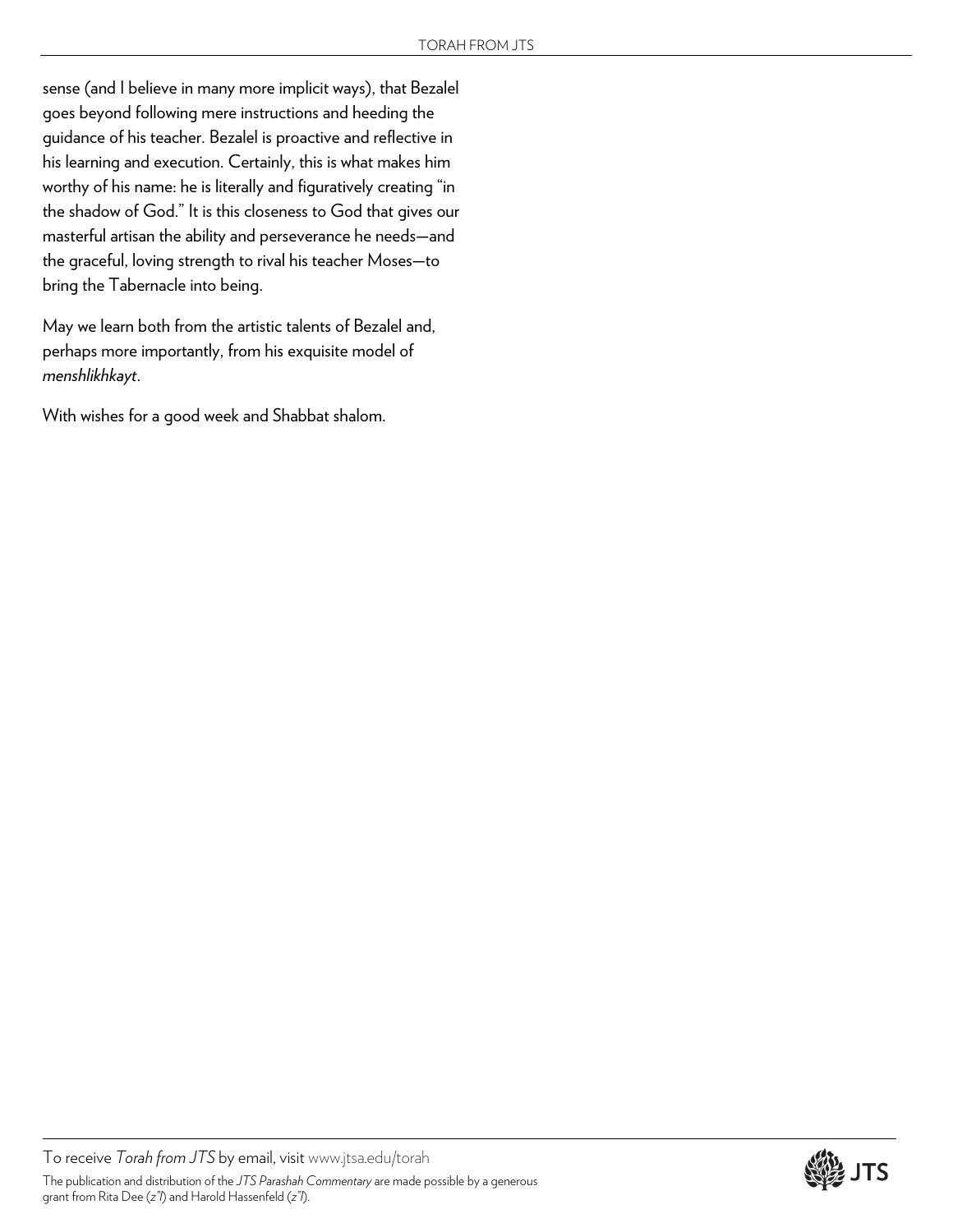sense (and I believe in many more implicit ways), that Bezalel goes beyond following mere instructions and heeding the guidance of his teacher. Bezalel is proactive and reflective in his learning and execution. Certainly, this is what makes him worthy of his name: he is literally and figuratively creating "in the shadow of God." It is this closeness to God that gives our masterful artisan the ability and perseverance he needs—and the graceful, loving strength to rival his teacher Moses—to bring the Tabernacle into being.

May we learn both from the artistic talents of Bezalel and, perhaps more importantly, from his exquisite model of *menshlikhkayt*.

With wishes for a good week and Shabbat shalom.

To receive *Torah from JTS* by email, visit www.jtsa.edu/torah

The publication and distribution of the *JTS Parashah Commentary* are made possible by a generous grant from Rita Dee (*z"l*) and Harold Hassenfeld (*z"l*).